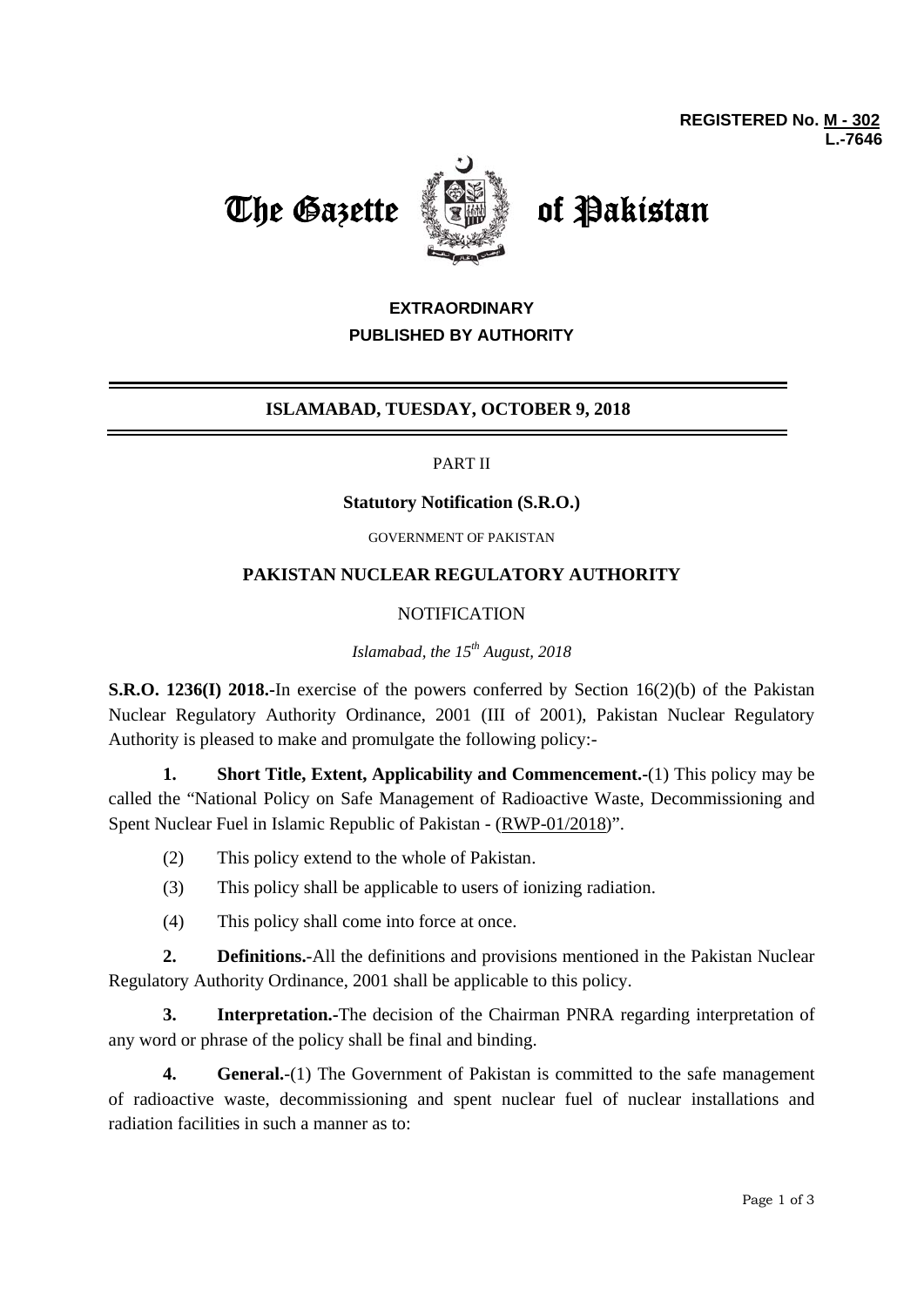**REGISTERED No. M - 302**
**L.-7646**

# The Gazette of Pakistan

**EXTRAORDINARY**
**PUBLISHED BY AUTHORITY**

---

**ISLAMABAD, TUESDAY, OCTOBER 9, 2018**

---

PART II

**Statutory Notification (S.R.O.)**

GOVERNMENT OF PAKISTAN

## PAKISTAN NUCLEAR REGULATORY AUTHORITY

NOTIFICATION

*Islamabad, the 15th August, 2018*

**S.R.O. 1236(I) 2018.-**In exercise of the powers conferred by Section 16(2)(b) of the Pakistan Nuclear Regulatory Authority Ordinance, 2001 (III of 2001), Pakistan Nuclear Regulatory Authority is pleased to make and promulgate the following policy:-

**1. Short Title, Extent, Applicability and Commencement.-**(1) This policy may be called the "National Policy on Safe Management of Radioactive Waste, Decommissioning and Spent Nuclear Fuel in Islamic Republic of Pakistan - (RWP-01/2018)".

(2) This policy extend to the whole of Pakistan.

(3) This policy shall be applicable to users of ionizing radiation.

(4) This policy shall come into force at once.

**2. Definitions.-**All the definitions and provisions mentioned in the Pakistan Nuclear Regulatory Authority Ordinance, 2001 shall be applicable to this policy.

**3. Interpretation.-**The decision of the Chairman PNRA regarding interpretation of any word or phrase of the policy shall be final and binding.

**4. General.-**(1) The Government of Pakistan is committed to the safe management of radioactive waste, decommissioning and spent nuclear fuel of nuclear installations and radiation facilities in such a manner as to: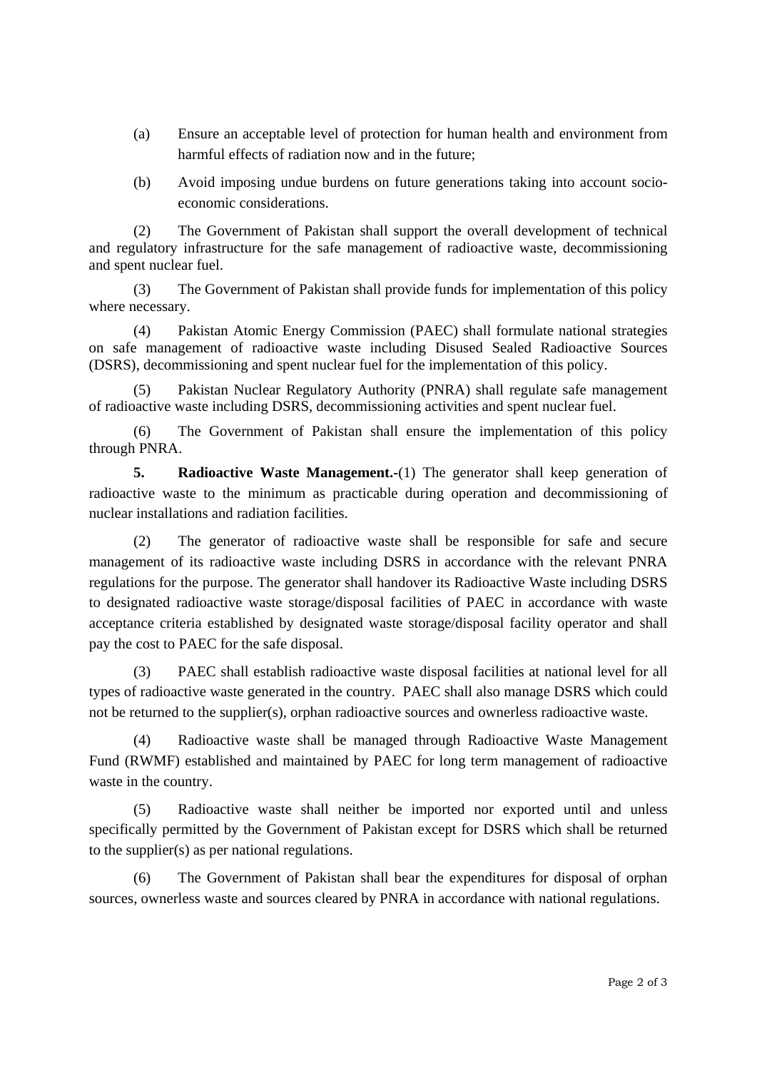(a) Ensure an acceptable level of protection for human health and environment from harmful effects of radiation now and in the future;

(b) Avoid imposing undue burdens on future generations taking into account socio-economic considerations.

(2) The Government of Pakistan shall support the overall development of technical and regulatory infrastructure for the safe management of radioactive waste, decommissioning and spent nuclear fuel.

(3) The Government of Pakistan shall provide funds for implementation of this policy where necessary.

(4) Pakistan Atomic Energy Commission (PAEC) shall formulate national strategies on safe management of radioactive waste including Disused Sealed Radioactive Sources (DSRS), decommissioning and spent nuclear fuel for the implementation of this policy.

(5) Pakistan Nuclear Regulatory Authority (PNRA) shall regulate safe management of radioactive waste including DSRS, decommissioning activities and spent nuclear fuel.

(6) The Government of Pakistan shall ensure the implementation of this policy through PNRA.

**5. Radioactive Waste Management.**-(1) The generator shall keep generation of radioactive waste to the minimum as practicable during operation and decommissioning of nuclear installations and radiation facilities.

(2) The generator of radioactive waste shall be responsible for safe and secure management of its radioactive waste including DSRS in accordance with the relevant PNRA regulations for the purpose. The generator shall handover its Radioactive Waste including DSRS to designated radioactive waste storage/disposal facilities of PAEC in accordance with waste acceptance criteria established by designated waste storage/disposal facility operator and shall pay the cost to PAEC for the safe disposal.

(3) PAEC shall establish radioactive waste disposal facilities at national level for all types of radioactive waste generated in the country. PAEC shall also manage DSRS which could not be returned to the supplier(s), orphan radioactive sources and ownerless radioactive waste.

(4) Radioactive waste shall be managed through Radioactive Waste Management Fund (RWMF) established and maintained by PAEC for long term management of radioactive waste in the country.

(5) Radioactive waste shall neither be imported nor exported until and unless specifically permitted by the Government of Pakistan except for DSRS which shall be returned to the supplier(s) as per national regulations.

(6) The Government of Pakistan shall bear the expenditures for disposal of orphan sources, ownerless waste and sources cleared by PNRA in accordance with national regulations.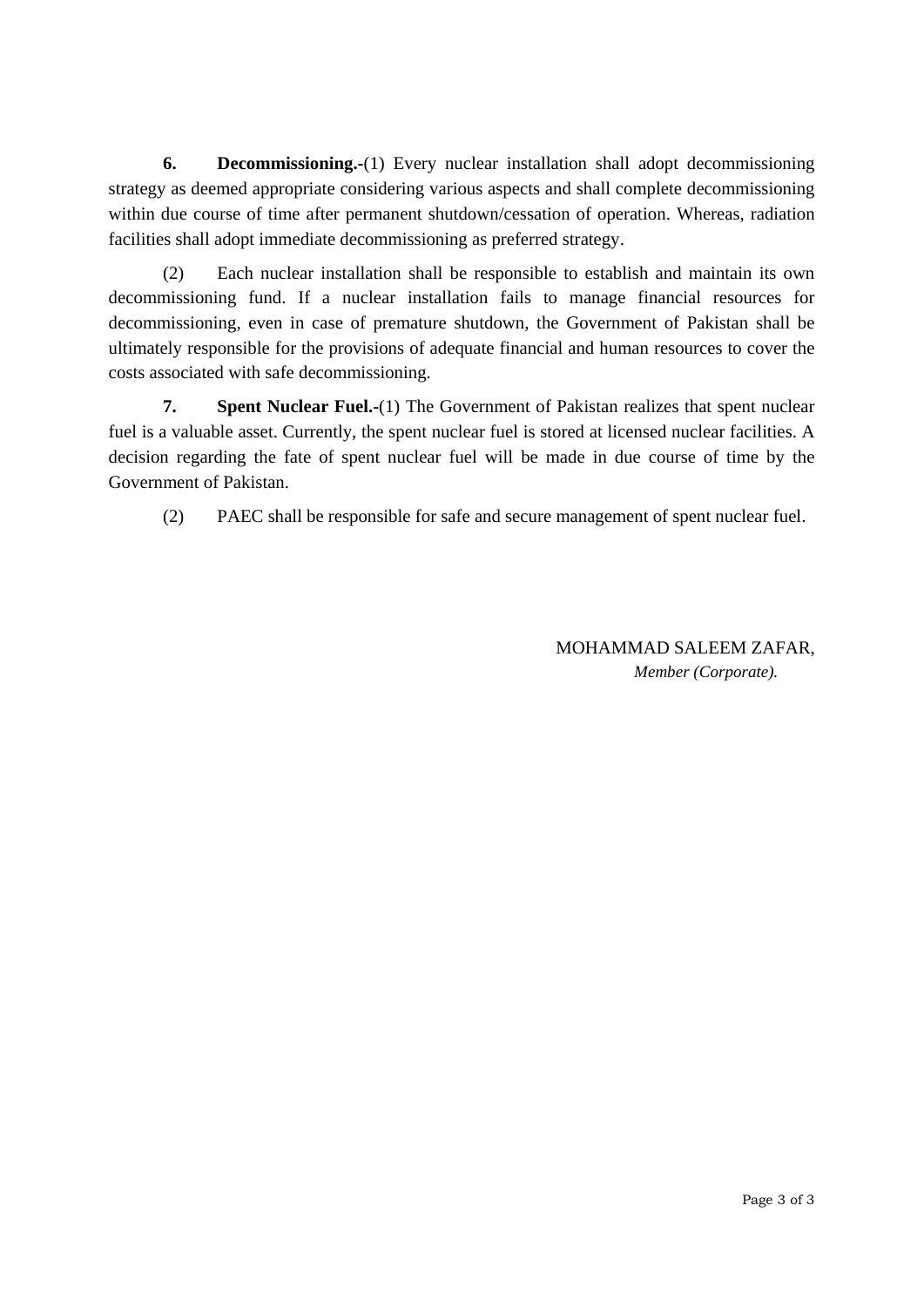**6. Decommissioning.-**(1) Every nuclear installation shall adopt decommissioning strategy as deemed appropriate considering various aspects and shall complete decommissioning within due course of time after permanent shutdown/cessation of operation. Whereas, radiation facilities shall adopt immediate decommissioning as preferred strategy.

(2) Each nuclear installation shall be responsible to establish and maintain its own decommissioning fund. If a nuclear installation fails to manage financial resources for decommissioning, even in case of premature shutdown, the Government of Pakistan shall be ultimately responsible for the provisions of adequate financial and human resources to cover the costs associated with safe decommissioning.

**7. Spent Nuclear Fuel.-**(1) The Government of Pakistan realizes that spent nuclear fuel is a valuable asset. Currently, the spent nuclear fuel is stored at licensed nuclear facilities. A decision regarding the fate of spent nuclear fuel will be made in due course of time by the Government of Pakistan.

(2) PAEC shall be responsible for safe and secure management of spent nuclear fuel.

MOHAMMAD SALEEM ZAFAR,
*Member (Corporate).*